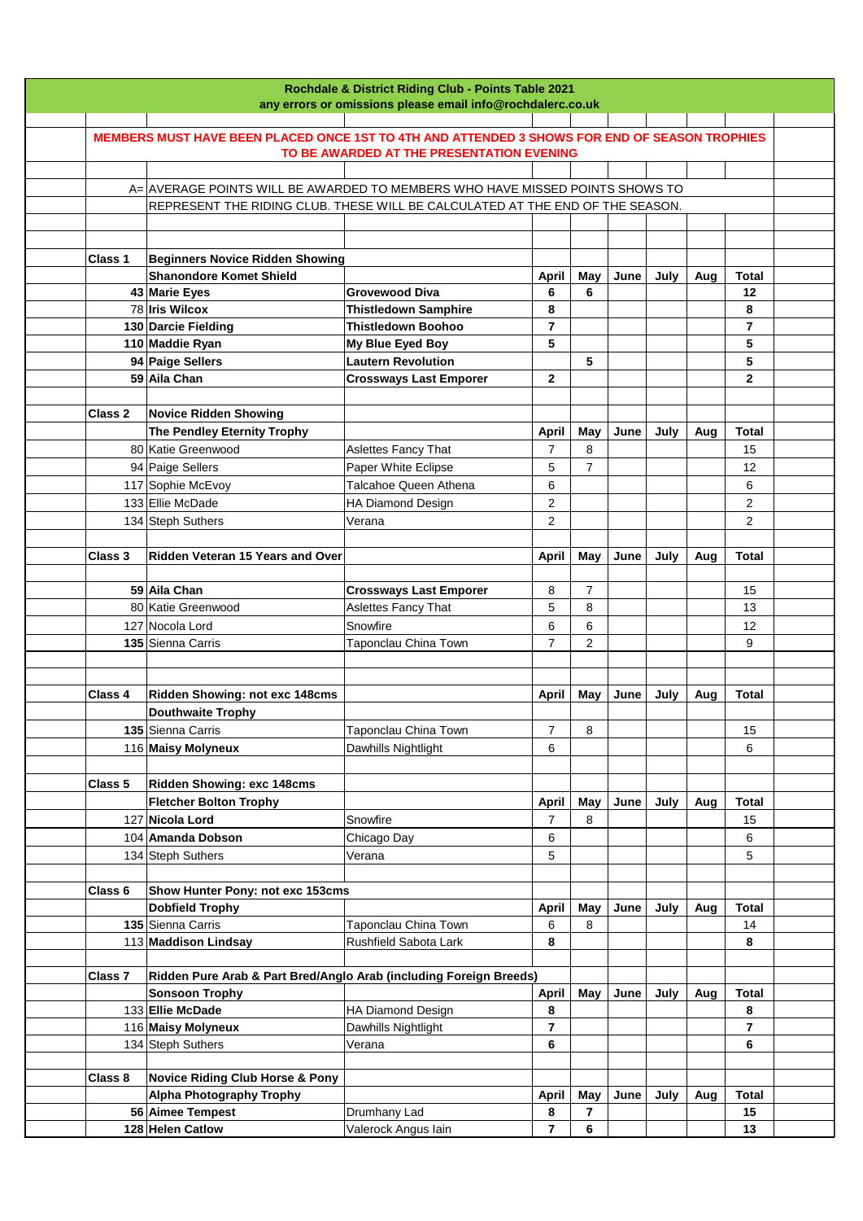# Rochdale & District Riding Club - Points Table 2021

any errors or omissions please email info@rochdalerc.co.uk

**MEMBERS MUST HAVE BEEN PLACED ONCE 1ST TO 4TH AND ATTENDED 3 SHOWS FOR END OF SEASON TROPHIES TO BE AWARDED AT THE PRESENTATION EVENING**

A= AVERAGE POINTS WILL BE AWARDED TO MEMBERS WHO HAVE MISSED POINTS SHOWS TO REPRESENT THE RIDING CLUB. THESE WILL BE CALCULATED AT THE END OF THE SEASON.

| | | | April | May | June | July | Aug | Total |
|---|---|---|---|---|---|---|---|---|
| **Class 1** | **Beginners Novice Ridden Showing** | | | | | | | |
| | **Shanondore Komet Shield** | | **April** | **May** | **June** | **July** | **Aug** | **Total** |
| **43** | **Marie Eyes** | **Grovewood Diva** | **6** | **6** | | | | **12** |
| 78 | **Iris Wilcox** | **Thistledown Samphire** | **8** | | | | | **8** |
| **130** | **Darcie Fielding** | **Thistledown Boohoo** | **7** | | | | | **7** |
| **110** | **Maddie Ryan** | **My Blue Eyed Boy** | **5** | | | | | **5** |
| **94** | **Paige Sellers** | **Lautern Revolution** | | **5** | | | | **5** |
| **59** | **Aila Chan** | **Crossways Last Emporer** | **2** | | | | | **2** |
| | | | | | | | | |
| **Class 2** | **Novice Ridden Showing** | | | | | | | |
| | **The Pendley Eternity Trophy** | | **April** | **May** | **June** | **July** | **Aug** | **Total** |
| 80 | Katie Greenwood | Aslettes Fancy That | 7 | 8 | | | | 15 |
| 94 | Paige Sellers | Paper White Eclipse | 5 | 7 | | | | 12 |
| 117 | Sophie McEvoy | Talcahoe Queen Athena | 6 | | | | | 6 |
| 133 | Ellie McDade | HA Diamond Design | 2 | | | | | 2 |
| 134 | Steph Suthers | Verana | 2 | | | | | 2 |
| | | | | | | | | |
| **Class 3** | **Ridden Veteran 15 Years and Over** | | **April** | **May** | **June** | **July** | **Aug** | **Total** |
| **59** | **Aila Chan** | **Crossways Last Emporer** | 8 | 7 | | | | 15 |
| 80 | Katie Greenwood | Aslettes Fancy That | 5 | 8 | | | | 13 |
| 127 | Nocola Lord | Snowfire | 6 | 6 | | | | 12 |
| **135** | Sienna Carris | Taponclau China Town | 7 | 2 | | | | 9 |
| | | | | | | | | |
| **Class 4** | **Ridden Showing: not exc 148cms** | | **April** | **May** | **June** | **July** | **Aug** | **Total** |
| | **Douthwaite Trophy** | | | | | | | |
| **135** | Sienna Carris | Taponclau China Town | 7 | 8 | | | | 15 |
| 116 | **Maisy Molyneux** | Dawhills Nightlight | 6 | | | | | 6 |
| | | | | | | | | |
| **Class 5** | **Ridden Showing: exc 148cms** | | | | | | | |
| | **Fletcher Bolton Trophy** | | **April** | **May** | **June** | **July** | **Aug** | **Total** |
| 127 | **Nicola Lord** | Snowfire | 7 | 8 | | | | 15 |
| 104 | **Amanda Dobson** | Chicago Day | 6 | | | | | 6 |
| 134 | Steph Suthers | Verana | 5 | | | | | 5 |
| | | | | | | | | |
| **Class 6** | **Show Hunter Pony: not exc 153cms** | | | | | | | |
| | **Dobfield Trophy** | | **April** | **May** | **June** | **July** | **Aug** | **Total** |
| **135** | Sienna Carris | Taponclau China Town | 6 | 8 | | | | 14 |
| 113 | **Maddison Lindsay** | Rushfield Sabota Lark | **8** | | | | | **8** |
| | | | | | | | | |
| **Class 7** | **Ridden Pure Arab & Part Bred/Anglo Arab (including Foreign Breeds)** | | | | | | | |
| | **Sonsoon Trophy** | | **April** | **May** | **June** | **July** | **Aug** | **Total** |
| 133 | **Ellie McDade** | HA Diamond Design | **8** | | | | | **8** |
| 116 | **Maisy Molyneux** | Dawhills Nightlight | **7** | | | | | **7** |
| 134 | Steph Suthers | Verana | **6** | | | | | **6** |
| | | | | | | | | |
| **Class 8** | **Novice Riding Club Horse & Pony** | | | | | | | |
| | **Alpha Photography Trophy** | | **April** | **May** | **June** | **July** | **Aug** | **Total** |
| **56** | **Aimee Tempest** | Drumhany Lad | **8** | **7** | | | | **15** |
| **128** | **Helen Catlow** | Valerock Angus Iain | **7** | **6** | | | | **13** |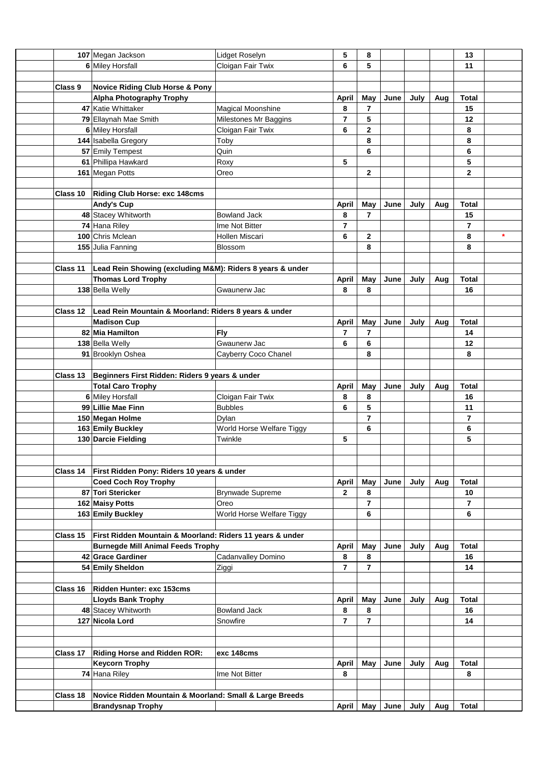| | | | April | May | June | July | Aug | Total | |
|---|---|---|---|---|---|---|---|---|---|
| | 107 Megan Jackson | Lidget Roselyn | 5 | 8 | | | | 13 | |
| | 6 Miley Horsfall | Cloigan Fair Twix | 6 | 5 | | | | 11 | |
| | | | | | | | | | |
| **Class 9** | **Novice Riding Club Horse & Pony** | | | | | | | | |
| | **Alpha Photography Trophy** | | **April** | **May** | **June** | **July** | **Aug** | **Total** | |
| | 47 Katie Whittaker | Magical Moonshine | 8 | 7 | | | | 15 | |
| | 79 Ellaynah Mae Smith | Milestones Mr Baggins | 7 | 5 | | | | 12 | |
| | 6 Miley Horsfall | Cloigan Fair Twix | 6 | 2 | | | | 8 | |
| | 144 Isabella Gregory | Toby | | 8 | | | | 8 | |
| | 57 Emily Tempest | Quin | | 6 | | | | 6 | |
| | 61 Phillipa Hawkard | Roxy | 5 | | | | | 5 | |
| | 161 Megan Potts | Oreo | | 2 | | | | 2 | |
| | | | | | | | | | |
| **Class 10** | **Riding Club Horse: exc 148cms** | | | | | | | | |
| | **Andy's Cup** | | **April** | **May** | **June** | **July** | **Aug** | **Total** | |
| | 48 Stacey Whitworth | Bowland Jack | 8 | 7 | | | | 15 | |
| | 74 Hana Riley | Ime Not Bitter | 7 | | | | | 7 | |
| | 100 Chris Mclean | Hollen Miscari | 6 | 2 | | | | 8 | * |
| | 155 Julia Fanning | Blossom | | 8 | | | | 8 | |
| | | | | | | | | | |
| **Class 11** | **Lead Rein Showing (excluding M&M): Riders 8 years & under** | | | | | | | | |
| | **Thomas Lord Trophy** | | **April** | **May** | **June** | **July** | **Aug** | **Total** | |
| | 138 Bella Welly | Gwaunerw Jac | 8 | 8 | | | | 16 | |
| | | | | | | | | | |
| **Class 12** | **Lead Rein Mountain & Moorland: Riders 8 years & under** | | | | | | | | |
| | **Madison Cup** | | **April** | **May** | **June** | **July** | **Aug** | **Total** | |
| | **82 Mia Hamilton** | **Fly** | 7 | 7 | | | | 14 | |
| | 138 Bella Welly | Gwaunerw Jac | 6 | 6 | | | | 12 | |
| | 91 Brooklyn Oshea | Cayberry Coco Chanel | | 8 | | | | 8 | |
| | | | | | | | | | |
| **Class 13** | **Beginners First Ridden: Riders 9 years & under** | | | | | | | | |
| | **Total Caro Trophy** | | **April** | **May** | **June** | **July** | **Aug** | **Total** | |
| | 6 Miley Horsfall | Cloigan Fair Twix | 8 | 8 | | | | 16 | |
| | **99 Lillie Mae Finn** | Bubbles | 6 | 5 | | | | 11 | |
| | **150 Megan Holme** | Dylan | | 7 | | | | 7 | |
| | **163 Emily Buckley** | World Horse Welfare Tiggy | | 6 | | | | 6 | |
| | **130 Darcie Fielding** | Twinkle | 5 | | | | | 5 | |
| | | | | | | | | | |
| | | | | | | | | | |
| **Class 14** | **First Ridden Pony: Riders 10 years & under** | | | | | | | | |
| | **Coed Coch Roy Trophy** | | **April** | **May** | **June** | **July** | **Aug** | **Total** | |
| | **87 Tori Stericker** | Brynwade Supreme | 2 | 8 | | | | 10 | |
| | **162 Maisy Potts** | Oreo | | 7 | | | | 7 | |
| | **163 Emily Buckley** | World Horse Welfare Tiggy | | 6 | | | | 6 | |
| | | | | | | | | | |
| **Class 15** | **First Ridden Mountain & Moorland: Riders 11 years & under** | | | | | | | | |
| | **Burnegde Mill Animal Feeds Trophy** | | **April** | **May** | **June** | **July** | **Aug** | **Total** | |
| | **42 Grace Gardiner** | Cadanvalley Domino | 8 | 8 | | | | 16 | |
| | **54 Emily Sheldon** | Ziggi | 7 | 7 | | | | 14 | |
| | | | | | | | | | |
| **Class 16** | **Ridden Hunter: exc 153cms** | | | | | | | | |
| | **Lloyds Bank Trophy** | | **April** | **May** | **June** | **July** | **Aug** | **Total** | |
| | 48 Stacey Whitworth | Bowland Jack | 8 | 8 | | | | 16 | |
| | **127 Nicola Lord** | Snowfire | 7 | 7 | | | | 14 | |
| | | | | | | | | | |
| | | | | | | | | | |
| **Class 17** | **Riding Horse and Ridden ROR:** | **exc 148cms** | | | | | | | |
| | **Keycorn Trophy** | | **April** | **May** | **June** | **July** | **Aug** | **Total** | |
| | 74 Hana Riley | Ime Not Bitter | 8 | | | | | 8 | |
| | | | | | | | | | |
| **Class 18** | **Novice Ridden Mountain & Moorland: Small & Large Breeds** | | | | | | | | |
| | **Brandysnap Trophy** | | **April** | **May** | **June** | **July** | **Aug** | **Total** | |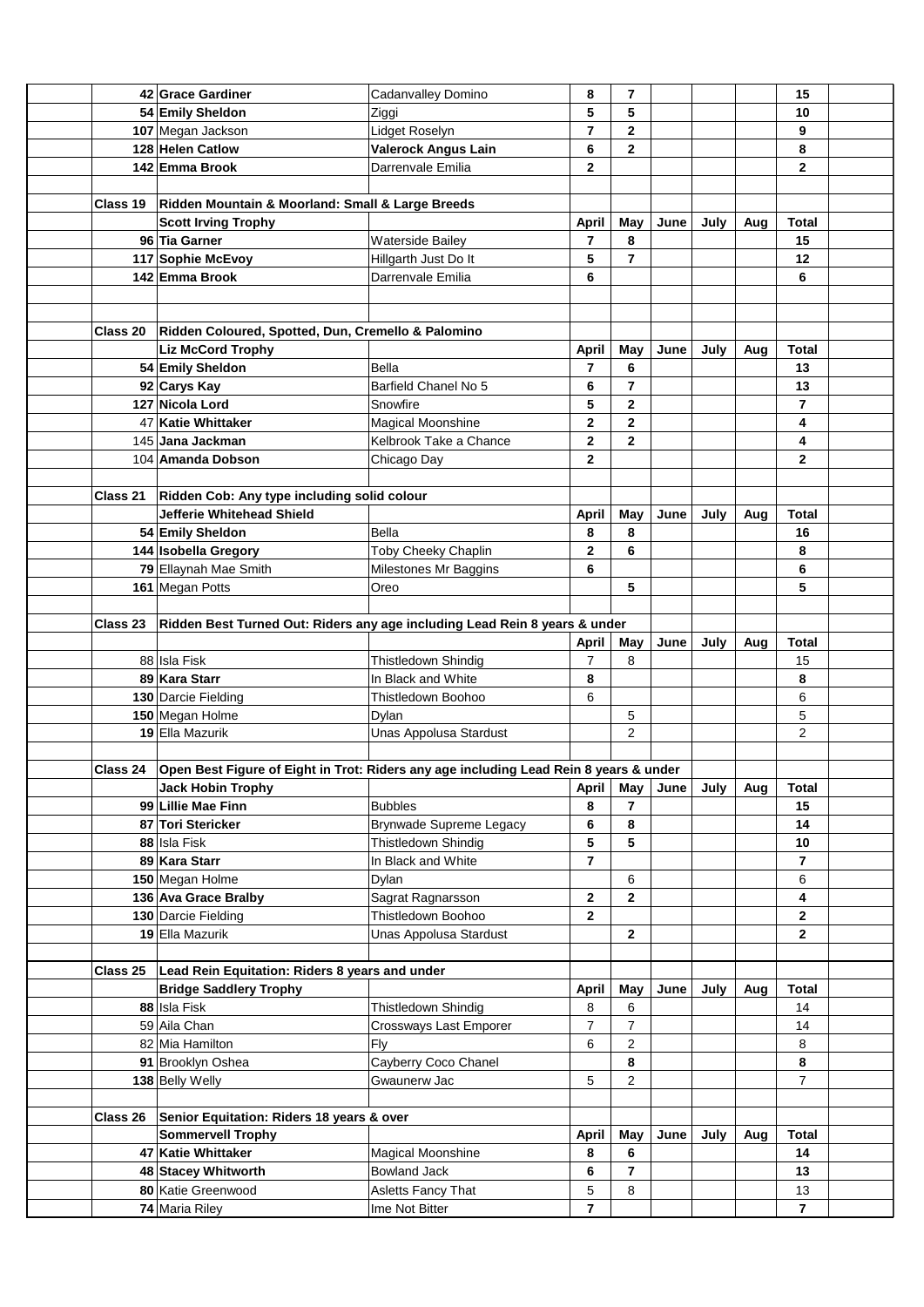| | | | April | May | June | July | Aug | Total |
|---|---|---|---|---|---|---|---|---|
| | 42 **Grace Gardiner** | Cadanvalley Domino | **8** | **7** | | | | **15** |
| | 54 **Emily Sheldon** | Ziggi | **5** | **5** | | | | **10** |
| | 107 Megan Jackson | Lidget Roselyn | **7** | **2** | | | | **9** |
| | 128 **Helen Catlow** | **Valerock Angus Lain** | **6** | **2** | | | | **8** |
| | 142 **Emma Brook** | Darrenvale Emilia | **2** | | | | | **2** |
| | | | | | | | | |
| **Class 19** | **Ridden Mountain & Moorland: Small & Large Breeds** | | | | | | | |
| | **Scott Irving Trophy** | | **April** | **May** | **June** | **July** | **Aug** | **Total** |
| | 96 **Tia Garner** | Waterside Bailey | **7** | **8** | | | | **15** |
| | 117 **Sophie McEvoy** | Hillgarth Just Do It | **5** | **7** | | | | **12** |
| | 142 **Emma Brook** | Darrenvale Emilia | **6** | | | | | **6** |
| | | | | | | | | |
| **Class 20** | **Ridden Coloured, Spotted, Dun, Cremello & Palomino** | | | | | | | |
| | **Liz McCord Trophy** | | **April** | **May** | **June** | **July** | **Aug** | **Total** |
| | 54 **Emily Sheldon** | Bella | **7** | **6** | | | | **13** |
| | 92 **Carys Kay** | Barfield Chanel No 5 | **6** | **7** | | | | **13** |
| | 127 **Nicola Lord** | Snowfire | **5** | **2** | | | | **7** |
| | 47 **Katie Whittaker** | Magical Moonshine | **2** | **2** | | | | **4** |
| | 145 **Jana Jackman** | Kelbrook Take a Chance | **2** | **2** | | | | **4** |
| | 104 **Amanda Dobson** | Chicago Day | **2** | | | | | **2** |
| | | | | | | | | |
| **Class 21** | **Ridden Cob: Any type including solid colour** | | | | | | | |
| | **Jefferie Whitehead Shield** | | **April** | **May** | **June** | **July** | **Aug** | **Total** |
| | 54 **Emily Sheldon** | Bella | **8** | **8** | | | | **16** |
| | 144 **Isobella Gregory** | Toby Cheeky Chaplin | **2** | **6** | | | | **8** |
| | 79 Ellaynah Mae Smith | Milestones Mr Baggins | **6** | | | | | **6** |
| | 161 Megan Potts | Oreo | | **5** | | | | **5** |
| | | | | | | | | |
| **Class 23** | **Ridden Best Turned Out: Riders any age including Lead Rein 8 years & under** | | | | | | | |
| | | | **April** | **May** | **June** | **July** | **Aug** | **Total** |
| | 88 Isla Fisk | Thistledown Shindig | 7 | 8 | | | | 15 |
| | 89 **Kara Starr** | In Black and White | **8** | | | | | **8** |
| | 130 Darcie Fielding | Thistledown Boohoo | 6 | | | | | 6 |
| | 150 Megan Holme | Dylan | | 5 | | | | 5 |
| | 19 Ella Mazurik | Unas Appolusa Stardust | | 2 | | | | 2 |
| | | | | | | | | |
| **Class 24** | **Open Best Figure of Eight in Trot: Riders any age including Lead Rein 8 years & under** | | | | | | | |
| | **Jack Hobin Trophy** | | **April** | **May** | **June** | **July** | **Aug** | **Total** |
| | 99 **Lillie Mae Finn** | Bubbles | **8** | **7** | | | | **15** |
| | 87 **Tori Stericker** | Brynwade Supreme Legacy | **6** | **8** | | | | **14** |
| | 88 Isla Fisk | Thistledown Shindig | **5** | **5** | | | | **10** |
| | 89 **Kara Starr** | In Black and White | **7** | | | | | **7** |
| | 150 Megan Holme | Dylan | | 6 | | | | 6 |
| | 136 **Ava Grace Bralby** | Sagrat Ragnarsson | **2** | **2** | | | | **4** |
| | 130 Darcie Fielding | Thistledown Boohoo | **2** | | | | | **2** |
| | 19 Ella Mazurik | Unas Appolusa Stardust | | **2** | | | | **2** |
| | | | | | | | | |
| **Class 25** | **Lead Rein Equitation: Riders 8 years and under** | | | | | | | |
| | **Bridge Saddlery Trophy** | | **April** | **May** | **June** | **July** | **Aug** | **Total** |
| | 88 Isla Fisk | Thistledown Shindig | 8 | 6 | | | | 14 |
| | 59 Aila Chan | Crossways Last Emporer | 7 | 7 | | | | 14 |
| | 82 Mia Hamilton | Fly | 6 | 2 | | | | 8 |
| | 91 Brooklyn Oshea | Cayberry Coco Chanel | | **8** | | | | **8** |
| | 138 Belly Welly | Gwaunerw Jac | 5 | 2 | | | | 7 |
| | | | | | | | | |
| **Class 26** | **Senior Equitation: Riders 18 years & over** | | | | | | | |
| | **Sommervell Trophy** | | **April** | **May** | **June** | **July** | **Aug** | **Total** |
| | 47 **Katie Whittaker** | Magical Moonshine | **8** | **6** | | | | **14** |
| | 48 **Stacey Whitworth** | Bowland Jack | **6** | **7** | | | | **13** |
| | 80 Katie Greenwood | Asletts Fancy That | 5 | 8 | | | | 13 |
| | 74 Maria Riley | Ime Not Bitter | **7** | | | | | **7** |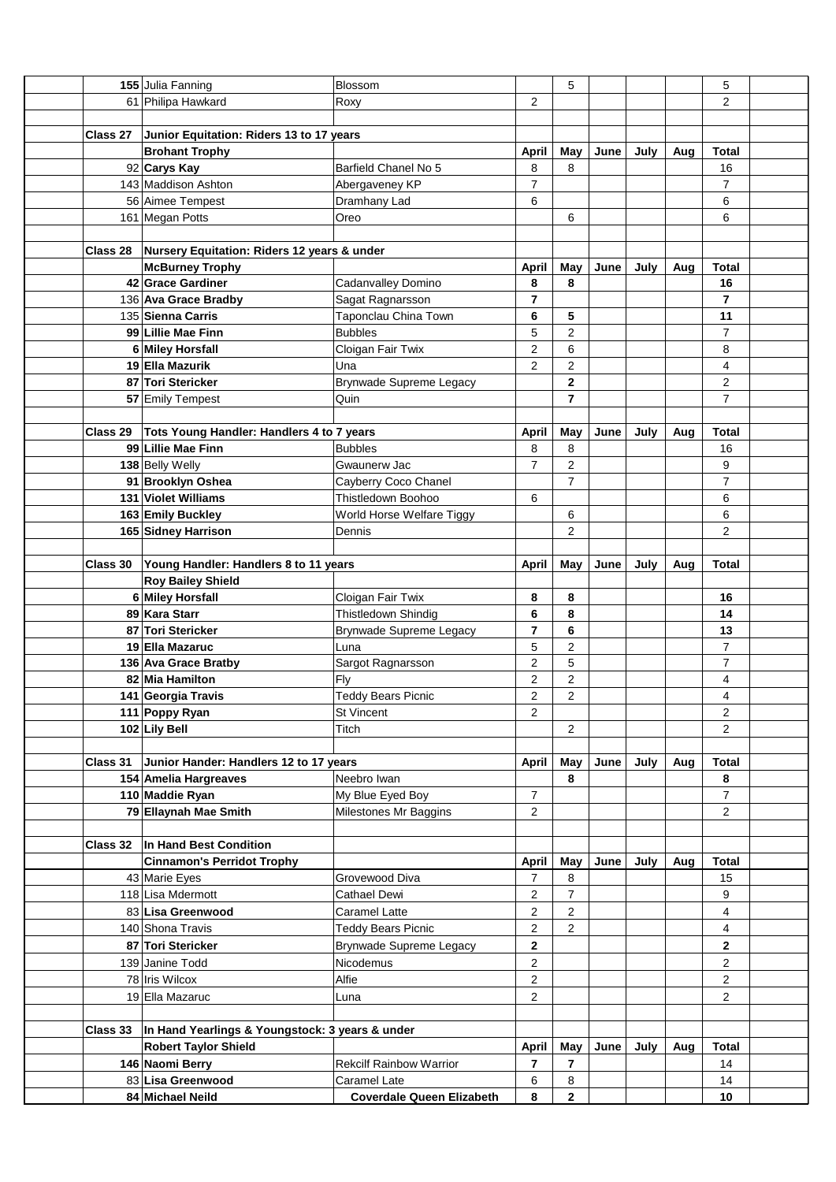| | | | April | May | June | July | Aug | Total |
|---|---|---|---|---|---|---|---|---|
| | 155 Julia Fanning | Blossom | | 5 | | | | 5 |
| | 61 Philipa Hawkard | Roxy | 2 | | | | | 2 |
| | | | | | | | | |
| **Class 27** | **Junior Equitation: Riders 13 to 17 years** | | | | | | | |
| | **Brohant Trophy** | | **April** | **May** | **June** | **July** | **Aug** | **Total** |
| | **92 Carys Kay** | Barfield Chanel No 5 | 8 | 8 | | | | 16 |
| | 143 Maddison Ashton | Abergaveney KP | 7 | | | | | 7 |
| | 56 Aimee Tempest | Dramhany Lad | 6 | | | | | 6 |
| | 161 Megan Potts | Oreo | | 6 | | | | 6 |
| | | | | | | | | |
| **Class 28** | **Nursery Equitation: Riders 12 years & under** | | | | | | | |
| | **McBurney Trophy** | | **April** | **May** | **June** | **July** | **Aug** | **Total** |
| | **42 Grace Gardiner** | Cadanvalley Domino | **8** | **8** | | | | **16** |
| | **136 Ava Grace Bradby** | Sagat Ragnarsson | **7** | | | | | **7** |
| | **135 Sienna Carris** | Taponclau China Town | **6** | **5** | | | | **11** |
| | **99 Lillie Mae Finn** | Bubbles | 5 | 2 | | | | 7 |
| | **6 Miley Horsfall** | Cloigan Fair Twix | 2 | 6 | | | | 8 |
| | **19 Ella Mazurik** | Una | 2 | 2 | | | | 4 |
| | **87 Tori Stericker** | Brynwade Supreme Legacy | | **2** | | | | 2 |
| | **57** Emily Tempest | Quin | | **7** | | | | 7 |
| | | | | | | | | |
| **Class 29** | **Tots Young Handler: Handlers 4 to 7 years** | | **April** | **May** | **June** | **July** | **Aug** | **Total** |
| | **99 Lillie Mae Finn** | Bubbles | 8 | 8 | | | | 16 |
| | **138** Belly Welly | Gwaunerw Jac | 7 | 2 | | | | 9 |
| | **91 Brooklyn Oshea** | Cayberry Coco Chanel | | 7 | | | | 7 |
| | **131 Violet Williams** | Thistledown Boohoo | 6 | | | | | 6 |
| | **163 Emily Buckley** | World Horse Welfare Tiggy | | 6 | | | | 6 |
| | **165 Sidney Harrison** | Dennis | | 2 | | | | 2 |
| | | | | | | | | |
| **Class 30** | **Young Handler: Handlers 8 to 11 years** | | **April** | **May** | **June** | **July** | **Aug** | **Total** |
| | **Roy Bailey Shield** | | | | | | | |
| | **6 Miley Horsfall** | Cloigan Fair Twix | **8** | **8** | | | | **16** |
| | **89 Kara Starr** | Thistledown Shindig | **6** | **8** | | | | **14** |
| | **87 Tori Stericker** | Brynwade Supreme Legacy | **7** | **6** | | | | **13** |
| | **19 Ella Mazaruc** | Luna | 5 | 2 | | | | 7 |
| | **136 Ava Grace Bratby** | Sargot Ragnarsson | 2 | 5 | | | | 7 |
| | **82 Mia Hamilton** | Fly | 2 | 2 | | | | 4 |
| | **141 Georgia Travis** | Teddy Bears Picnic | 2 | 2 | | | | 4 |
| | **111 Poppy Ryan** | St Vincent | 2 | | | | | 2 |
| | **102 Lily Bell** | Titch | | 2 | | | | 2 |
| | | | | | | | | |
| **Class 31** | **Junior Hander: Handlers 12 to 17 years** | | **April** | **May** | **June** | **July** | **Aug** | **Total** |
| | **154 Amelia Hargreaves** | Neebro Iwan | | **8** | | | | **8** |
| | **110 Maddie Ryan** | My Blue Eyed Boy | 7 | | | | | 7 |
| | **79 Ellaynah Mae Smith** | Milestones Mr Baggins | 2 | | | | | 2 |
| | | | | | | | | |
| **Class 32** | **In Hand Best Condition** | | | | | | | |
| | **Cinnamon's Perridot Trophy** | | **April** | **May** | **June** | **July** | **Aug** | **Total** |
| | 43 Marie Eyes | Grovewood Diva | 7 | 8 | | | | 15 |
| | 118 Lisa Mdermott | Cathael Dewi | 2 | 7 | | | | 9 |
| | **83 Lisa Greenwood** | Caramel Latte | 2 | 2 | | | | 4 |
| | 140 Shona Travis | Teddy Bears Picnic | 2 | 2 | | | | 4 |
| | **87 Tori Stericker** | Brynwade Supreme Legacy | **2** | | | | | **2** |
| | 139 Janine Todd | Nicodemus | 2 | | | | | 2 |
| | 78 Iris Wilcox | Alfie | 2 | | | | | 2 |
| | 19 Ella Mazaruc | Luna | 2 | | | | | 2 |
| | | | | | | | | |
| **Class 33** | **In Hand Yearlings & Youngstock: 3 years & under** | | | | | | | |
| | **Robert Taylor Shield** | | **April** | **May** | **June** | **July** | **Aug** | **Total** |
| | **146 Naomi Berry** | Rekcilf Rainbow Warrior | **7** | **7** | | | | 14 |
| | **83 Lisa Greenwood** | Caramel Late | 6 | 8 | | | | 14 |
| | **84 Michael Neild** | **Coverdale Queen Elizabeth** | **8** | **2** | | | | **10** |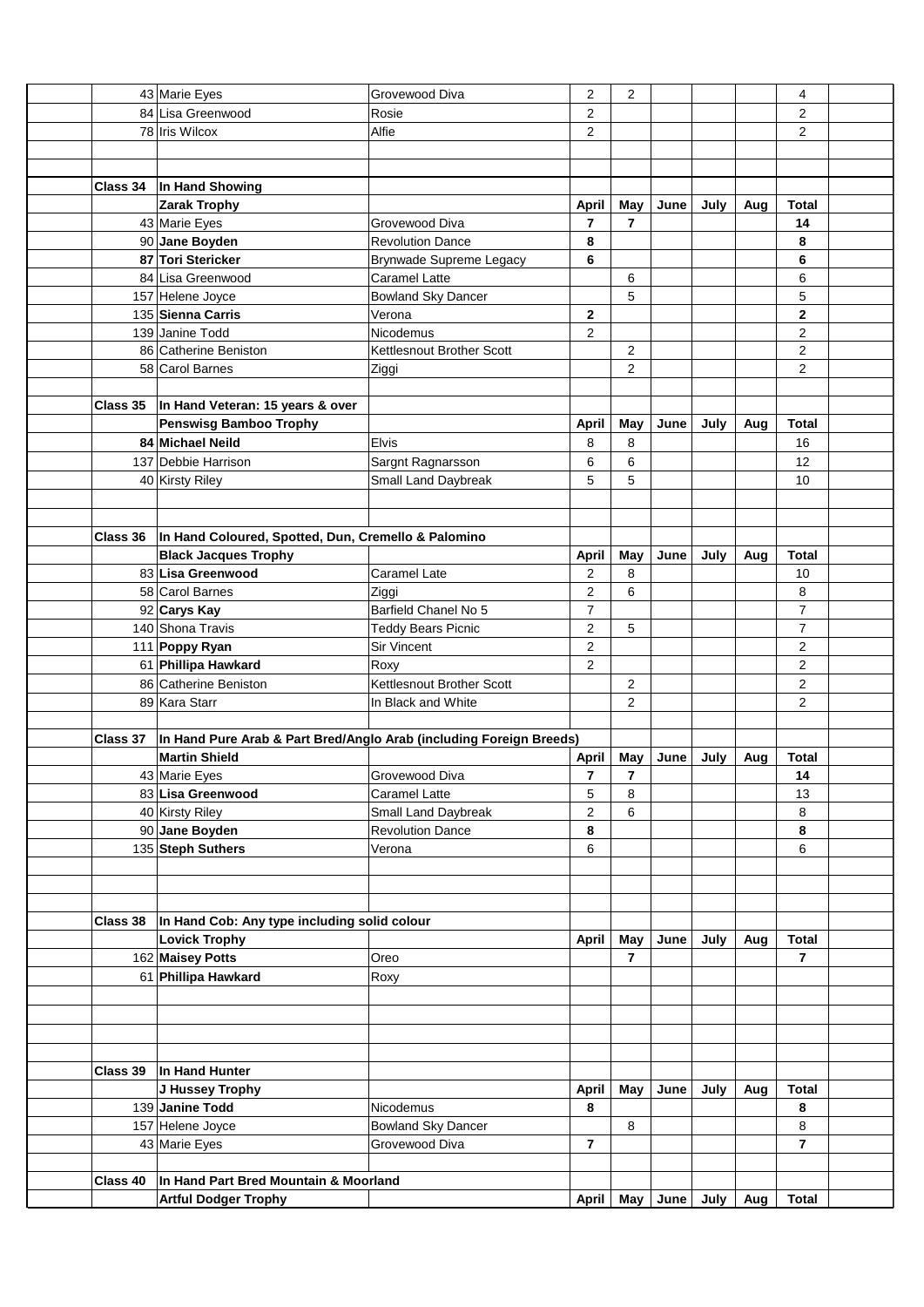| | | | | April | May | June | July | Aug | Total | |
|---|---|---|---|---|---|---|---|---|---|---|
| | 43 | Marie Eyes | Grovewood Diva | 2 | 2 | | | | 4 | |
| | 84 | Lisa Greenwood | Rosie | 2 | | | | | 2 | |
| | 78 | Iris Wilcox | Alfie | 2 | | | | | 2 | |
| | | | | | | | | | | |
| | | | | | | | | | | |
| | **Class 34** | **In Hand Showing** | | | | | | | | |
| | | **Zarak Trophy** | | **April** | **May** | **June** | **July** | **Aug** | **Total** | |
| | 43 | Marie Eyes | Grovewood Diva | **7** | **7** | | | | **14** | |
| | 90 | **Jane Boyden** | Revolution Dance | **8** | | | | | **8** | |
| | 87 | **Tori Stericker** | Brynwade Supreme Legacy | **6** | | | | | **6** | |
| | 84 | Lisa Greenwood | Caramel Latte | | 6 | | | | 6 | |
| | 157 | Helene Joyce | Bowland Sky Dancer | | 5 | | | | 5 | |
| | 135 | **Sienna Carris** | Verona | **2** | | | | | **2** | |
| | 139 | Janine Todd | Nicodemus | 2 | | | | | 2 | |
| | 86 | Catherine Beniston | Kettlesnout Brother Scott | | 2 | | | | 2 | |
| | 58 | Carol Barnes | Ziggi | | 2 | | | | 2 | |
| | | | | | | | | | | |
| | **Class 35** | **In Hand Veteran: 15 years & over** | | | | | | | | |
| | | **Penswisg Bamboo Trophy** | | **April** | **May** | **June** | **July** | **Aug** | **Total** | |
| | 84 | **Michael Neild** | Elvis | 8 | 8 | | | | 16 | |
| | 137 | Debbie Harrison | Sargnt Ragnarsson | 6 | 6 | | | | 12 | |
| | 40 | Kirsty Riley | Small Land Daybreak | 5 | 5 | | | | 10 | |
| | | | | | | | | | | |
| | | | | | | | | | | |
| | **Class 36** | **In Hand Coloured, Spotted, Dun, Cremello & Palomino** | | | | | | | | |
| | | **Black Jacques Trophy** | | **April** | **May** | **June** | **July** | **Aug** | **Total** | |
| | 83 | **Lisa Greenwood** | Caramel Late | 2 | 8 | | | | 10 | |
| | 58 | Carol Barnes | Ziggi | 2 | 6 | | | | 8 | |
| | 92 | **Carys Kay** | Barfield Chanel No 5 | 7 | | | | | 7 | |
| | 140 | Shona Travis | Teddy Bears Picnic | 2 | 5 | | | | 7 | |
| | 111 | **Poppy Ryan** | Sir Vincent | 2 | | | | | 2 | |
| | 61 | **Phillipa Hawkard** | Roxy | 2 | | | | | 2 | |
| | 86 | Catherine Beniston | Kettlesnout Brother Scott | | 2 | | | | 2 | |
| | 89 | Kara Starr | In Black and White | | 2 | | | | 2 | |
| | | | | | | | | | | |
| | **Class 37** | **In Hand Pure Arab & Part Bred/Anglo Arab (including Foreign Breeds)** | | | | | | | | |
| | | **Martin Shield** | | **April** | **May** | **June** | **July** | **Aug** | **Total** | |
| | 43 | Marie Eyes | Grovewood Diva | **7** | **7** | | | | **14** | |
| | 83 | **Lisa Greenwood** | Caramel Latte | 5 | 8 | | | | 13 | |
| | 40 | Kirsty Riley | Small Land Daybreak | 2 | 6 | | | | 8 | |
| | 90 | **Jane Boyden** | Revolution Dance | **8** | | | | | **8** | |
| | 135 | **Steph Suthers** | Verona | 6 | | | | | 6 | |
| | | | | | | | | | | |
| | | | | | | | | | | |
| | | | | | | | | | | |
| | **Class 38** | **In Hand Cob: Any type including solid colour** | | | | | | | | |
| | | **Lovick Trophy** | | **April** | **May** | **June** | **July** | **Aug** | **Total** | |
| | 162 | **Maisey Potts** | Oreo | | **7** | | | | **7** | |
| | 61 | **Phillipa Hawkard** | Roxy | | | | | | | |
| | | | | | | | | | | |
| | | | | | | | | | | |
| | | | | | | | | | | |
| | | | | | | | | | | |
| | **Class 39** | **In Hand Hunter** | | | | | | | | |
| | | **J Hussey Trophy** | | **April** | **May** | **June** | **July** | **Aug** | **Total** | |
| | 139 | **Janine Todd** | Nicodemus | **8** | | | | | **8** | |
| | 157 | Helene Joyce | Bowland Sky Dancer | | 8 | | | | 8 | |
| | 43 | Marie Eyes | Grovewood Diva | **7** | | | | | **7** | |
| | | | | | | | | | | |
| | **Class 40** | **In Hand Part Bred Mountain & Moorland** | | | | | | | | |
| | | **Artful Dodger Trophy** | | **April** | **May** | **June** | **July** | **Aug** | **Total** | |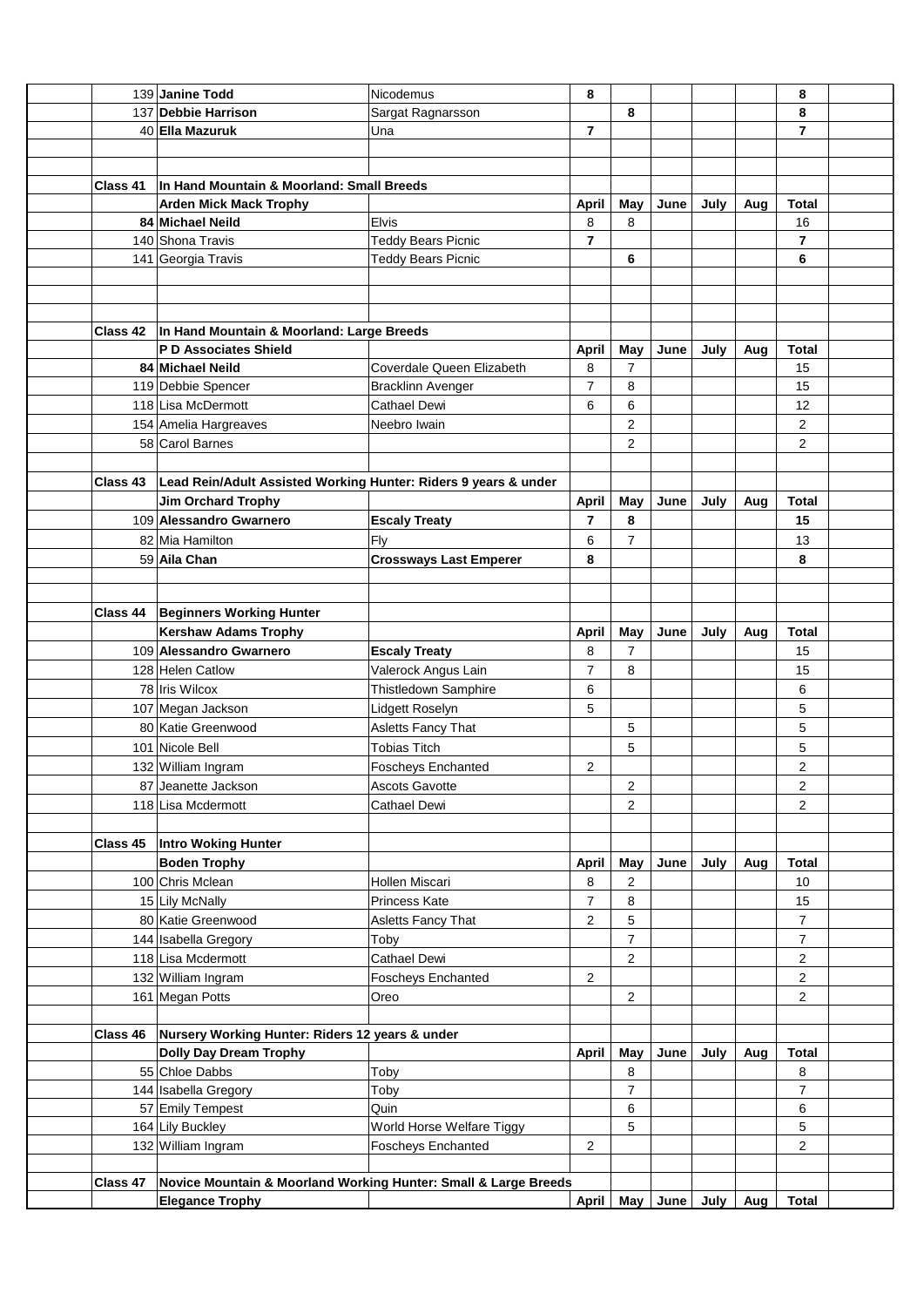| | | | | April | May | June | July | Aug | Total | |
|---|---|---|---|---|---|---|---|---|---|---|
| | | 139 | **Janine Todd** | Nicodemus | **8** | | | | | **8** |
| | | 137 | **Debbie Harrison** | Sargat Ragnarsson | | **8** | | | | **8** |
| | | 40 | **Ella Mazuruk** | Una | **7** | | | | | **7** |
| | | | | | | | | | | |
| | | | | | | | | | | |
| **Class 41** | | **In Hand Mountain & Moorland: Small Breeds** | | | | | | | | |
| | | **Arden Mick Mack Trophy** | | **April** | **May** | **June** | **July** | **Aug** | **Total** | |
| | 84 | **Michael Neild** | Elvis | 8 | 8 | | | | 16 | |
| | 140 | Shona Travis | Teddy Bears Picnic | **7** | | | | | **7** | |
| | 141 | Georgia Travis | Teddy Bears Picnic | | **6** | | | | **6** | |
| | | | | | | | | | | |
| | | | | | | | | | | |
| | | | | | | | | | | |
| **Class 42** | | **In Hand Mountain & Moorland: Large Breeds** | | | | | | | | |
| | | **P D Associates Shield** | | **April** | **May** | **June** | **July** | **Aug** | **Total** | |
| | 84 | **Michael Neild** | Coverdale Queen Elizabeth | 8 | 7 | | | | 15 | |
| | 119 | Debbie Spencer | Bracklinn Avenger | 7 | 8 | | | | 15 | |
| | 118 | Lisa McDermott | Cathael Dewi | 6 | 6 | | | | 12 | |
| | 154 | Amelia Hargreaves | Neebro Iwain | | 2 | | | | 2 | |
| | 58 | Carol Barnes | | | 2 | | | | 2 | |
| | | | | | | | | | | |
| **Class 43** | | **Lead Rein/Adult Assisted Working Hunter: Riders 9 years & under** | | | | | | | | |
| | | **Jim Orchard Trophy** | | **April** | **May** | **June** | **July** | **Aug** | **Total** | |
| | 109 | **Alessandro Gwarnero** | **Escaly Treaty** | **7** | **8** | | | | **15** | |
| | 82 | Mia Hamilton | Fly | 6 | 7 | | | | 13 | |
| | 59 | **Aila Chan** | **Crossways Last Emperer** | **8** | | | | | **8** | |
| | | | | | | | | | | |
| | | | | | | | | | | |
| **Class 44** | | **Beginners Working Hunter** | | | | | | | | |
| | | **Kershaw Adams Trophy** | | **April** | **May** | **June** | **July** | **Aug** | **Total** | |
| | 109 | **Alessandro Gwarnero** | **Escaly Treaty** | 8 | 7 | | | | 15 | |
| | 128 | Helen Catlow | Valerock Angus Lain | 7 | 8 | | | | 15 | |
| | 78 | Iris Wilcox | Thistledown Samphire | 6 | | | | | 6 | |
| | 107 | Megan Jackson | Lidgett Roselyn | 5 | | | | | 5 | |
| | 80 | Katie Greenwood | Asletts Fancy That | | 5 | | | | 5 | |
| | 101 | Nicole Bell | Tobias Titch | | 5 | | | | 5 | |
| | 132 | William Ingram | Foscheys Enchanted | 2 | | | | | 2 | |
| | 87 | Jeanette Jackson | Ascots Gavotte | | 2 | | | | 2 | |
| | 118 | Lisa Mcdermott | Cathael Dewi | | 2 | | | | 2 | |
| | | | | | | | | | | |
| **Class 45** | | **Intro Woking Hunter** | | | | | | | | |
| | | **Boden Trophy** | | **April** | **May** | **June** | **July** | **Aug** | **Total** | |
| | 100 | Chris Mclean | Hollen Miscari | 8 | 2 | | | | 10 | |
| | 15 | Lily McNally | Princess Kate | 7 | 8 | | | | 15 | |
| | 80 | Katie Greenwood | Asletts Fancy That | 2 | 5 | | | | 7 | |
| | 144 | Isabella Gregory | Toby | | 7 | | | | 7 | |
| | 118 | Lisa Mcdermott | Cathael Dewi | | 2 | | | | 2 | |
| | 132 | William Ingram | Foscheys Enchanted | 2 | | | | | 2 | |
| | 161 | Megan Potts | Oreo | | 2 | | | | 2 | |
| | | | | | | | | | | |
| **Class 46** | | **Nursery Working Hunter: Riders 12 years & under** | | | | | | | | |
| | | **Dolly Day Dream Trophy** | | **April** | **May** | **June** | **July** | **Aug** | **Total** | |
| | 55 | Chloe Dabbs | Toby | | 8 | | | | 8 | |
| | 144 | Isabella Gregory | Toby | | 7 | | | | 7 | |
| | 57 | Emily Tempest | Quin | | 6 | | | | 6 | |
| | 164 | Lily Buckley | World Horse Welfare Tiggy | | 5 | | | | 5 | |
| | 132 | William Ingram | Foscheys Enchanted | 2 | | | | | 2 | |
| | | | | | | | | | | |
| **Class 47** | | **Novice Mountain & Moorland Working Hunter: Small & Large Breeds** | | | | | | | | |
| | | **Elegance Trophy** | | **April** | **May** | **June** | **July** | **Aug** | **Total** | |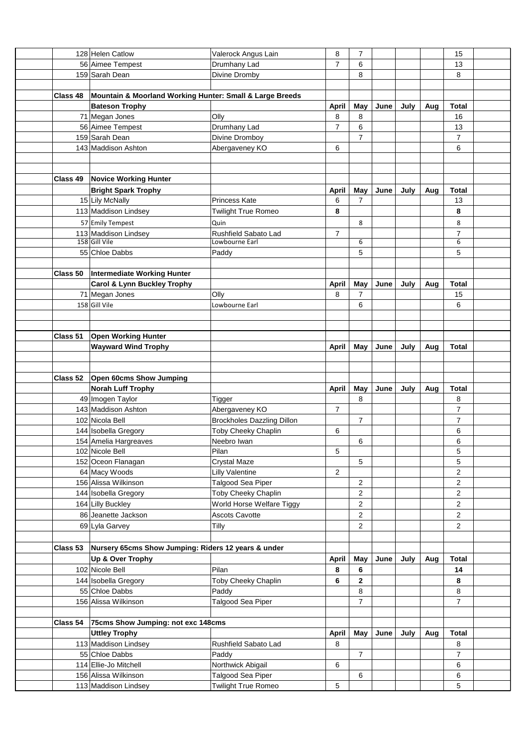| | | | April | May | June | July | Aug | Total |
|---|---|---|---|---|---|---|---|---|
| 128 | Helen Catlow | Valerock Angus Lain | 8 | 7 | | | | 15 |
| 56 | Aimee Tempest | Drumhany Lad | 7 | 6 | | | | 13 |
| 159 | Sarah Dean | Divine Dromby | | 8 | | | | 8 |
| | | | | | | | | |
| **Class 48** | **Mountain & Moorland Working Hunter: Small & Large Breeds** | | | | | | | |
| | **Bateson Trophy** | | **April** | **May** | **June** | **July** | **Aug** | **Total** |
| 71 | Megan Jones | Olly | 8 | 8 | | | | 16 |
| 56 | Aimee Tempest | Drumhany Lad | 7 | 6 | | | | 13 |
| 159 | Sarah Dean | Divine Dromboy | | 7 | | | | 7 |
| 143 | Maddison Ashton | Abergaveney KO | 6 | | | | | 6 |
| | | | | | | | | |
| **Class 49** | **Novice Working Hunter** | | | | | | | |
| | **Bright Spark Trophy** | | **April** | **May** | **June** | **July** | **Aug** | **Total** |
| 15 | Lily McNally | Princess Kate | 6 | 7 | | | | 13 |
| 113 | Maddison Lindsey | Twilight True Romeo | **8** | | | | | **8** |
| 57 | Emily Tempest | Quin | | 8 | | | | 8 |
| 113 | Maddison Lindsey | Rushfield Sabato Lad | 7 | | | | | 7 |
| 158 | Gill Vile | Lowbourne Earl | | 6 | | | | 6 |
| 55 | Chloe Dabbs | Paddy | | 5 | | | | 5 |
| | | | | | | | | |
| **Class 50** | **Intermediate Working Hunter** | | | | | | | |
| | **Carol & Lynn Buckley Trophy** | | **April** | **May** | **June** | **July** | **Aug** | **Total** |
| 71 | Megan Jones | Olly | 8 | 7 | | | | 15 |
| 158 | Gill Vile | Lowbourne Earl | | 6 | | | | 6 |
| | | | | | | | | |
| **Class 51** | **Open Working Hunter** | | | | | | | |
| | **Wayward Wind Trophy** | | **April** | **May** | **June** | **July** | **Aug** | **Total** |
| | | | | | | | | |
| **Class 52** | **Open 60cms Show Jumping** | | | | | | | |
| | **Norah Luff Trophy** | | **April** | **May** | **June** | **July** | **Aug** | **Total** |
| 49 | Imogen Taylor | Tigger | | 8 | | | | 8 |
| 143 | Maddison Ashton | Abergaveney KO | 7 | | | | | 7 |
| 102 | Nicola Bell | Brockholes Dazzling Dillon | | 7 | | | | 7 |
| 144 | Isobella Gregory | Toby Cheeky Chaplin | 6 | | | | | 6 |
| 154 | Amelia Hargreaves | Neebro Iwan | | 6 | | | | 6 |
| 102 | Nicole Bell | Pilan | 5 | | | | | 5 |
| 152 | Oceon Flanagan | Crystal Maze | | 5 | | | | 5 |
| 64 | Macy Woods | Lilly Valentine | 2 | | | | | 2 |
| 156 | Alissa Wilkinson | Talgood Sea Piper | | 2 | | | | 2 |
| 144 | Isobella Gregory | Toby Cheeky Chaplin | | 2 | | | | 2 |
| 164 | Lilly Buckley | World Horse Welfare Tiggy | | 2 | | | | 2 |
| 86 | Jeanette Jackson | Ascots Cavotte | | 2 | | | | 2 |
| 69 | Lyla Garvey | Tilly | | 2 | | | | 2 |
| | | | | | | | | |
| **Class 53** | **Nursery 65cms Show Jumping: Riders 12 years & under** | | | | | | | |
| | **Up & Over Trophy** | | **April** | **May** | **June** | **July** | **Aug** | **Total** |
| 102 | Nicole Bell | Pilan | **8** | **6** | | | | **14** |
| 144 | Isobella Gregory | Toby Cheeky Chaplin | **6** | **2** | | | | **8** |
| 55 | Chloe Dabbs | Paddy | | 8 | | | | 8 |
| 156 | Alissa Wilkinson | Talgood Sea Piper | | 7 | | | | 7 |
| | | | | | | | | |
| **Class 54** | **75cms Show Jumping: not exc 148cms** | | | | | | | |
| | **Uttley Trophy** | | **April** | **May** | **June** | **July** | **Aug** | **Total** |
| 113 | Maddison Lindsey | Rushfield Sabato Lad | 8 | | | | | 8 |
| 55 | Chloe Dabbs | Paddy | | 7 | | | | 7 |
| 114 | Ellie-Jo Mitchell | Northwick Abigail | 6 | | | | | 6 |
| 156 | Alissa Wilkinson | Talgood Sea Piper | | 6 | | | | 6 |
| 113 | Maddison Lindsey | Twilight True Romeo | 5 | | | | | 5 |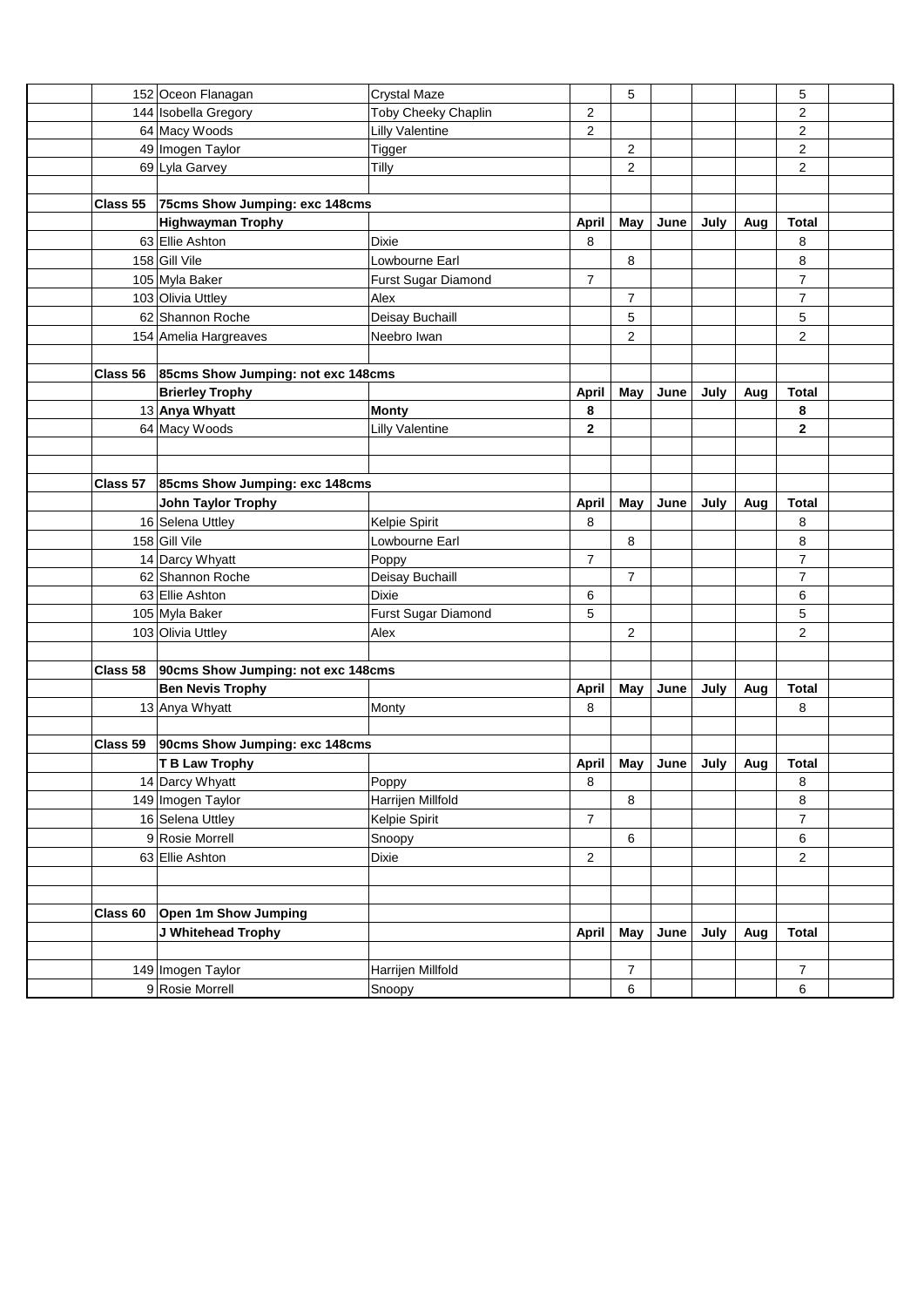| | | | | | | | | | | |
|---|---|---|---|---|---|---|---|---|---|---|
| | 152 | Oceon Flanagan | Crystal Maze | | 5 | | | | 5 | |
| | 144 | Isobella Gregory | Toby Cheeky Chaplin | 2 | | | | | 2 | |
| | 64 | Macy Woods | Lilly Valentine | 2 | | | | | 2 | |
| | 49 | Imogen Taylor | Tigger | | 2 | | | | 2 | |
| | 69 | Lyla Garvey | Tilly | | 2 | | | | 2 | |
| | | | | | | | | | | |
| | **Class 55** | **75cms Show Jumping: exc 148cms** | | | | | | | | |
| | | **Highwayman Trophy** | | **April** | **May** | **June** | **July** | **Aug** | **Total** | |
| | 63 | Ellie Ashton | Dixie | 8 | | | | | 8 | |
| | 158 | Gill Vile | Lowbourne Earl | | 8 | | | | 8 | |
| | 105 | Myla Baker | Furst Sugar Diamond | 7 | | | | | 7 | |
| | 103 | Olivia Uttley | Alex | | 7 | | | | 7 | |
| | 62 | Shannon Roche | Deisay Buchaill | | 5 | | | | 5 | |
| | 154 | Amelia Hargreaves | Neebro Iwan | | 2 | | | | 2 | |
| | | | | | | | | | | |
| | **Class 56** | **85cms Show Jumping: not exc 148cms** | | | | | | | | |
| | | **Brierley Trophy** | | **April** | **May** | **June** | **July** | **Aug** | **Total** | |
| | 13 | **Anya Whyatt** | **Monty** | **8** | | | | | **8** | |
| | 64 | Macy Woods | Lilly Valentine | **2** | | | | | **2** | |
| | | | | | | | | | | |
| | | | | | | | | | | |
| | **Class 57** | **85cms Show Jumping: exc 148cms** | | | | | | | | |
| | | **John Taylor Trophy** | | **April** | **May** | **June** | **July** | **Aug** | **Total** | |
| | 16 | Selena Uttley | Kelpie Spirit | 8 | | | | | 8 | |
| | 158 | Gill Vile | Lowbourne Earl | | 8 | | | | 8 | |
| | 14 | Darcy Whyatt | Poppy | 7 | | | | | 7 | |
| | 62 | Shannon Roche | Deisay Buchaill | | 7 | | | | 7 | |
| | 63 | Ellie Ashton | Dixie | 6 | | | | | 6 | |
| | 105 | Myla Baker | Furst Sugar Diamond | 5 | | | | | 5 | |
| | 103 | Olivia Uttley | Alex | | 2 | | | | 2 | |
| | | | | | | | | | | |
| | **Class 58** | **90cms Show Jumping: not exc 148cms** | | | | | | | | |
| | | **Ben Nevis Trophy** | | **April** | **May** | **June** | **July** | **Aug** | **Total** | |
| | 13 | Anya Whyatt | Monty | 8 | | | | | 8 | |
| | | | | | | | | | | |
| | **Class 59** | **90cms Show Jumping: exc 148cms** | | | | | | | | |
| | | **T B Law Trophy** | | **April** | **May** | **June** | **July** | **Aug** | **Total** | |
| | 14 | Darcy Whyatt | Poppy | 8 | | | | | 8 | |
| | 149 | Imogen Taylor | Harrijen Millfold | | 8 | | | | 8 | |
| | 16 | Selena Uttley | Kelpie Spirit | 7 | | | | | 7 | |
| | 9 | Rosie Morrell | Snoopy | | 6 | | | | 6 | |
| | 63 | Ellie Ashton | Dixie | 2 | | | | | 2 | |
| | | | | | | | | | | |
| | | | | | | | | | | |
| | **Class 60** | **Open 1m Show Jumping** | | | | | | | | |
| | | **J Whitehead Trophy** | | **April** | **May** | **June** | **July** | **Aug** | **Total** | |
| | | | | | | | | | | |
| | 149 | Imogen Taylor | Harrijen Millfold | | 7 | | | | 7 | |
| | 9 | Rosie Morrell | Snoopy | | 6 | | | | 6 | |